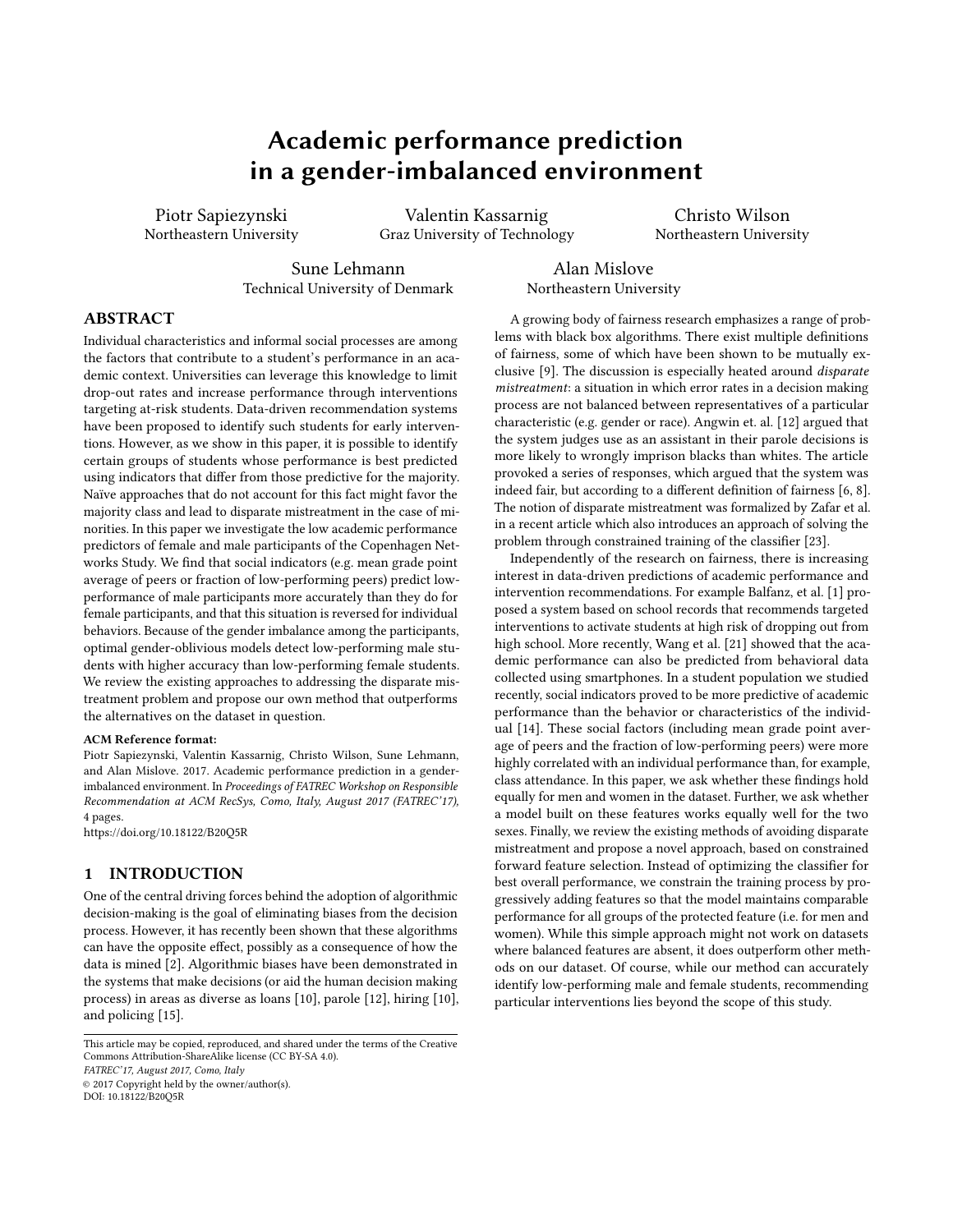# Academic performance prediction in a gender-imbalanced environment

Piotr Sapiezynski, Northeastern University

Valentin Kassarnig, Graz University of Technology

Christo Wilson, Northeastern University

Sune Lehmann, Technical University of Denmark

Alan Mislove, Northeastern University

## ABSTRACT

Individual characteristics and informal social processes are among the factors that contribute to a student's performance in an academic context. Universities can leverage this knowledge to limit drop-out rates and increase performance through interventions targeting at-risk students. Data-driven recommendation systems have been proposed to identify such students for early interventions. However, as we show in this paper, it is possible to identify certain groups of students whose performance is best predicted using indicators that differ from those predictive for the majority. Naïve approaches that do not account for this fact might favor the majority class and lead to disparate mistreatment in the case of minorities. In this paper we investigate the low academic performance predictors of female and male participants of the Copenhagen Networks Study. We find that social indicators (e.g. mean grade point average of peers or fraction of low-performing peers) predict low-performance of male participants more accurately than they do for female participants, and that this situation is reversed for individual behaviors. Because of the gender imbalance among the participants, optimal gender-oblivious models detect low-performing male students with higher accuracy than low-performing female students. We review the existing approaches to addressing the disparate mistreatment problem and propose our own method that outperforms the alternatives on the dataset in question.

**ACM Reference format:**
Piotr Sapiezynski, Valentin Kassarnig, Christo Wilson, Sune Lehmann, and Alan Mislove. 2017. Academic performance prediction in a gender-imbalanced environment. In *Proceedings of FATREC Workshop on Responsible Recommendation at ACM RecSys, Como, Italy, August 2017 (FATREC'17),* 4 pages.
https://doi.org/10.18122/B20Q5R

## 1 INTRODUCTION

One of the central driving forces behind the adoption of algorithmic decision-making is the goal of eliminating biases from the decision process. However, it has recently been shown that these algorithms can have the opposite effect, possibly as a consequence of how the data is mined [2]. Algorithmic biases have been demonstrated in the systems that make decisions (or aid the human decision making process) in areas as diverse as loans [10], parole [12], hiring [10], and policing [15].

A growing body of fairness research emphasizes a range of problems with black box algorithms. There exist multiple definitions of fairness, some of which have been shown to be mutually exclusive [9]. The discussion is especially heated around *disparate mistreatment*: a situation in which error rates in a decision making process are not balanced between representatives of a particular characteristic (e.g. gender or race). Angwin et. al. [12] argued that the system judges use as an assistant in their parole decisions is more likely to wrongly imprison blacks than whites. The article provoked a series of responses, which argued that the system was indeed fair, but according to a different definition of fairness [6, 8]. The notion of disparate mistreatment was formalized by Zafar et al. in a recent article which also introduces an approach of solving the problem through constrained training of the classifier [23].

Independently of the research on fairness, there is increasing interest in data-driven predictions of academic performance and intervention recommendations. For example Balfanz, et al. [1] proposed a system based on school records that recommends targeted interventions to activate students at high risk of dropping out from high school. More recently, Wang et al. [21] showed that the academic performance can also be predicted from behavioral data collected using smartphones. In a student population we studied recently, social indicators proved to be more predictive of academic performance than the behavior or characteristics of the individual [14]. These social factors (including mean grade point average of peers and the fraction of low-performing peers) were more highly correlated with an individual performance than, for example, class attendance. In this paper, we ask whether these findings hold equally for men and women in the dataset. Further, we ask whether a model built on these features works equally well for the two sexes. Finally, we review the existing methods of avoiding disparate mistreatment and propose a novel approach, based on constrained forward feature selection. Instead of optimizing the classifier for best overall performance, we constrain the training process by progressively adding features so that the model maintains comparable performance for all groups of the protected feature (i.e. for men and women). While this simple approach might not work on datasets where balanced features are absent, it does outperform other methods on our dataset. Of course, while our method can accurately identify low-performing male and female students, recommending particular interventions lies beyond the scope of this study.

This article may be copied, reproduced, and shared under the terms of the Creative Commons Attribution-ShareAlike license (CC BY-SA 4.0).
*FATREC'17, August 2017, Como, Italy*
© 2017 Copyright held by the owner/author(s).
DOI: 10.18122/B20Q5R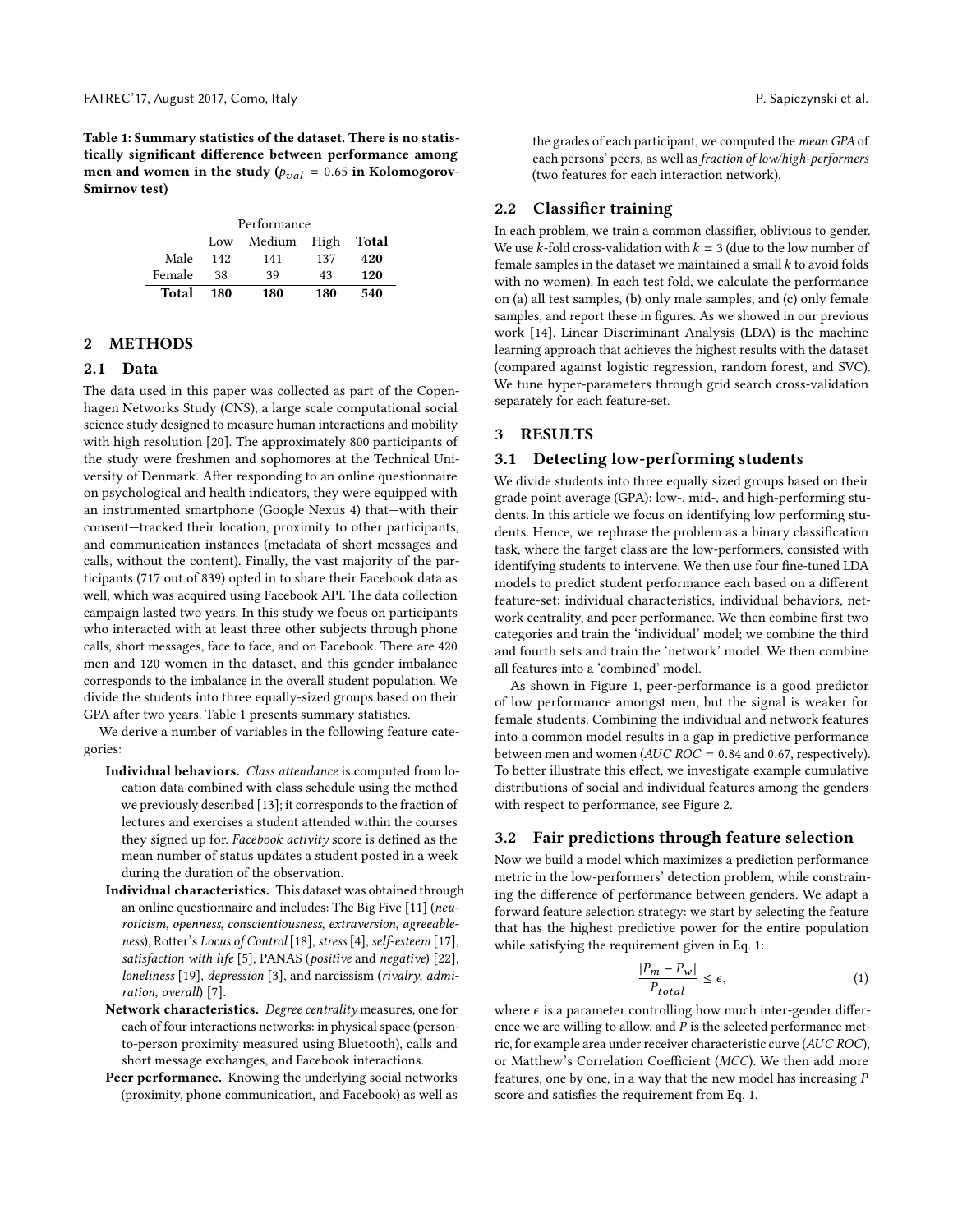**Table 1: Summary statistics of the dataset. There is no statistically significant difference between performance among men and women in the study ($p_{val} = 0.65$ in Kolomogorov-Smirnov test)**

| | Performance | | | |
|---|---|---|---|---|
| | Low | Medium | High | **Total** |
| Male | 142 | 141 | 137 | **420** |
| Female | 38 | 39 | 43 | **120** |
| **Total** | **180** | **180** | **180** | **540** |

## 2 METHODS

### 2.1 Data

The data used in this paper was collected as part of the Copenhagen Networks Study (CNS), a large scale computational social science study designed to measure human interactions and mobility with high resolution [20]. The approximately 800 participants of the study were freshmen and sophomores at the Technical University of Denmark. After responding to an online questionnaire on psychological and health indicators, they were equipped with an instrumented smartphone (Google Nexus 4) that—with their consent—tracked their location, proximity to other participants, and communication instances (metadata of short messages and calls, without the content). Finally, the vast majority of the participants (717 out of 839) opted in to share their Facebook data as well, which was acquired using Facebook API. The data collection campaign lasted two years. In this study we focus on participants who interacted with at least three other subjects through phone calls, short messages, face to face, and on Facebook. There are 420 men and 120 women in the dataset, and this gender imbalance corresponds to the imbalance in the overall student population. We divide the students into three equally-sized groups based on their GPA after two years. Table 1 presents summary statistics.

We derive a number of variables in the following feature categories:

- **Individual behaviors.** *Class attendance* is computed from location data combined with class schedule using the method we previously described [13]; it corresponds to the fraction of lectures and exercises a student attended within the courses they signed up for. *Facebook activity* score is defined as the mean number of status updates a student posted in a week during the duration of the observation.
- **Individual characteristics.** This dataset was obtained through an online questionnaire and includes: The Big Five [11] (*neuroticism*, *openness*, *conscientiousness*, *extraversion*, *agreeableness*), Rotter's *Locus of Control* [18], *stress* [4], *self-esteem* [17], *satisfaction with life* [5], PANAS (*positive* and *negative*) [22], *loneliness* [19], *depression* [3], and narcissism (*rivalry*, *admiration*, *overall*) [7].
- **Network characteristics.** *Degree centrality* measures, one for each of four interactions networks: in physical space (person-to-person proximity measured using Bluetooth), calls and short message exchanges, and Facebook interactions.
- **Peer performance.** Knowing the underlying social networks (proximity, phone communication, and Facebook) as well as the grades of each participant, we computed the *mean GPA* of each persons' peers, as well as *fraction of low/high-performers* (two features for each interaction network).

### 2.2 Classifier training

In each problem, we train a common classifier, oblivious to gender. We use $k$-fold cross-validation with $k = 3$ (due to the low number of female samples in the dataset we maintained a small $k$ to avoid folds with no women). In each test fold, we calculate the performance on (a) all test samples, (b) only male samples, and (c) only female samples, and report these in figures. As we showed in our previous work [14], Linear Discriminant Analysis (LDA) is the machine learning approach that achieves the highest results with the dataset (compared against logistic regression, random forest, and SVC). We tune hyper-parameters through grid search cross-validation separately for each feature-set.

## 3 RESULTS

### 3.1 Detecting low-performing students

We divide students into three equally sized groups based on their grade point average (GPA): low-, mid-, and high-performing students. In this article we focus on identifying low performing students. Hence, we rephrase the problem as a binary classification task, where the target class are the low-performers, consisted with identifying students to intervene. We then use four fine-tuned LDA models to predict student performance each based on a different feature-set: individual characteristics, individual behaviors, network centrality, and peer performance. We then combine first two categories and train the 'individual' model; we combine the third and fourth sets and train the 'network' model. We then combine all features into a 'combined' model.

As shown in Figure 1, peer-performance is a good predictor of low performance amongst men, but the signal is weaker for female students. Combining the individual and network features into a common model results in a gap in predictive performance between men and women (*AUC ROC* = 0.84 and 0.67, respectively). To better illustrate this effect, we investigate example cumulative distributions of social and individual features among the genders with respect to performance, see Figure 2.

### 3.2 Fair predictions through feature selection

Now we build a model which maximizes a prediction performance metric in the low-performers' detection problem, while constraining the difference of performance between genders. We adapt a forward feature selection strategy: we start by selecting the feature that has the highest predictive power for the entire population while satisfying the requirement given in Eq. 1:

$$\frac{|P_m - P_w|}{P_{total}} \leq \epsilon, \tag{1}$$

where $\epsilon$ is a parameter controlling how much inter-gender difference we are willing to allow, and $P$ is the selected performance metric, for example area under receiver characteristic curve (*AUC ROC*), or Matthew's Correlation Coefficient (*MCC*). We then add more features, one by one, in a way that the new model has increasing $P$ score and satisfies the requirement from Eq. 1.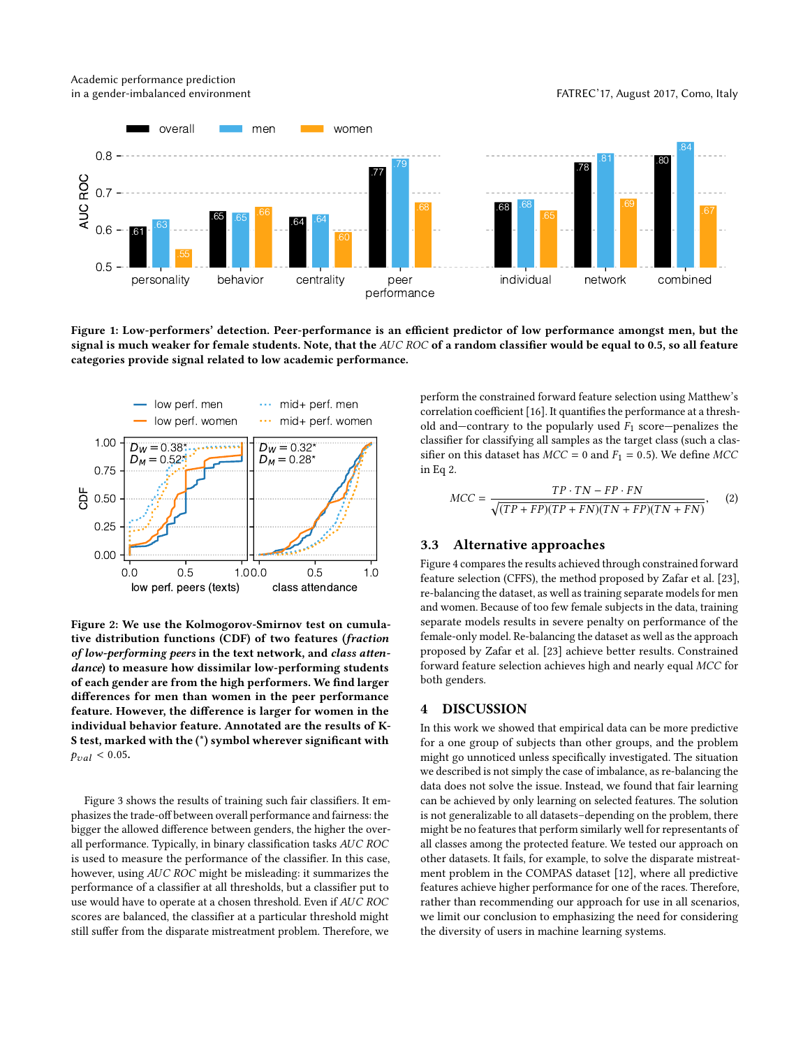**Figure 1: Low-performers' detection. Peer-performance is an efficient predictor of low performance amongst men, but the signal is much weaker for female students. Note, that the *AUC ROC* of a random classifier would be equal to 0.5, so all feature categories provide signal related to low academic performance.**

**Figure 2: We use the Kolmogorov-Smirnov test on cumulative distribution functions (CDF) of two features (*fraction of low-performing peers* in the text network, and *class attendance*) to measure how dissimilar low-performing students of each gender are from the high performers. We find larger differences for men than women in the peer performance feature. However, the difference is larger for women in the individual behavior feature. Annotated are the results of K-S test, marked with the (\*) symbol wherever significant with $p_{val} < 0.05$.**

Figure 3 shows the results of training such fair classifiers. It emphasizes the trade-off between overall performance and fairness: the bigger the allowed difference between genders, the higher the overall performance. Typically, in binary classification tasks *AUC ROC* is used to measure the performance of the classifier. In this case, however, using *AUC ROC* might be misleading: it summarizes the performance of a classifier at all thresholds, but a classifier put to use would have to operate at a chosen threshold. Even if *AUC ROC* scores are balanced, the classifier at a particular threshold might still suffer from the disparate mistreatment problem. Therefore, we perform the constrained forward feature selection using Matthew's correlation coefficient [16]. It quantifies the performance at a threshold and—contrary to the popularly used $F_1$ score—penalizes the classifier for classifying all samples as the target class (such a classifier on this dataset has $MCC = 0$ and $F_1 = 0.5$). We define $MCC$ in Eq 2.

$$MCC = \frac{TP \cdot TN - FP \cdot FN}{\sqrt{(TP + FP)(TP + FN)(TN + FP)(TN + FN)}}, \quad (2)$$

### 3.3 Alternative approaches

Figure 4 compares the results achieved through constrained forward feature selection (CFFS), the method proposed by Zafar et al. [23], re-balancing the dataset, as well as training separate models for men and women. Because of too few female subjects in the data, training separate models results in severe penalty on performance of the female-only model. Re-balancing the dataset as well as the approach proposed by Zafar et al. [23] achieve better results. Constrained forward feature selection achieves high and nearly equal *MCC* for both genders.

## 4 DISCUSSION

In this work we showed that empirical data can be more predictive for a one group of subjects than other groups, and the problem might go unnoticed unless specifically investigated. The situation we described is not simply the case of imbalance, as re-balancing the data does not solve the issue. Instead, we found that fair learning can be achieved by only learning on selected features. The solution is not generalizable to all datasets–depending on the problem, there might be no features that perform similarly well for representants of all classes among the protected feature. We tested our approach on other datasets. It fails, for example, to solve the disparate mistreatment problem in the COMPAS dataset [12], where all predictive features achieve higher performance for one of the races. Therefore, rather than recommending our approach for use in all scenarios, we limit our conclusion to emphasizing the need for considering the diversity of users in machine learning systems.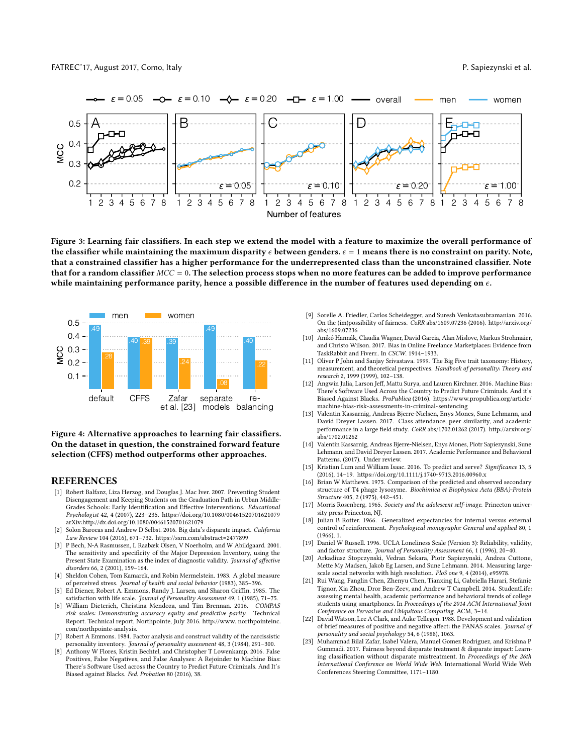$\epsilon = 0.05$ $\epsilon = 0.10$ $\epsilon = 0.20$ $\epsilon = 1.00$ overall men women

A B C D E

MCC

0.5 0.4 0.3 0.2

$\epsilon = 0.05$ $\epsilon = 0.10$ $\epsilon = 0.20$ $\epsilon = 1.00$

1 2 3 4 5 6 7 8

Number of features

**Figure 3: Learning fair classifiers. In each step we extend the model with a feature to maximize the overall performance of the classifier while maintaining the maximum disparity $\epsilon$ between genders. $\epsilon = 1$ means there is no constraint on parity. Note, that a constrained classifier has a higher performance for the underrepresented class than the unconstrained classifier. Note that for a random classifier $MCC = 0$. The selection process stops when no more features can be added to improve performance while maintaining performance parity, hence a possible difference in the number of features used depending on $\epsilon$.**

men women

MCC

0.5 0.4 0.3 0.2 0.1

.49 .28 .40 .39 .39 .24 .49 .08 .40 .22

default CFFS Zafar et al. [23] separate models re-balancing

**Figure 4: Alternative approaches to learning fair classifiers. On the dataset in question, the constrained forward feature selection (CFFS) method outperforms other approaches.**

## REFERENCES

[1] Robert Balfanz, Liza Herzog, and Douglas J. Mac Iver. 2007. Preventing Student Disengagement and Keeping Students on the Graduation Path in Urban Middle-Grades Schools: Early Identification and Effective Interventions. *Educational Psychologist* 42, 4 (2007), 223–235. https://doi.org/10.1080/00461520701621079 arXiv:http://dx.doi.org/10.1080/00461520701621079

[2] Solon Barocas and Andrew D Selbst. 2016. Big data's disparate impact. *California Law Review* 104 (2016), 671–732. https://ssrn.com/abstract=2477899

[3] P Bech, N-A Rasmussen, L Raabæk Olsen, V Noerholm, and W Abildgaard. 2001. The sensitivity and specificity of the Major Depression Inventory, using the Present State Examination as the index of diagnostic validity. *Journal of affective disorders* 66, 2 (2001), 159–164.

[4] Sheldon Cohen, Tom Kamarck, and Robin Mermelstein. 1983. A global measure of perceived stress. *Journal of health and social behavior* (1983), 385–396.

[5] Ed Diener, Robert A. Emmons, Randy J. Larsen, and Sharon Griffin. 1985. The satisfaction with life scale. *Journal of Personality Assessment* 49, 1 (1985), 71–75.

[6] William Dieterich, Christina Mendoza, and Tim Brennan. 2016. *COMPAS risk scales: Demonstrating accuracy equity and predictive parity.* Technical Report. Technical report, Northpointe, July 2016. http://www. northpointeinc. com/northpointe-analysis.

[7] Robert A Emmons. 1984. Factor analysis and construct validity of the narcissistic personality inventory. *Journal of personality assessment* 48, 3 (1984), 291–300.

[8] Anthony W Flores, Kristin Bechtel, and Christopher T Lowenkamp. 2016. False Positives, False Negatives, and False Analyses: A Rejoinder to Machine Bias: There's Software Used across the Country to Predict Future Criminals. And It's Biased against Blacks. *Fed. Probation* 80 (2016), 38.

[9] Sorelle A. Friedler, Carlos Scheidegger, and Suresh Venkatasubramanian. 2016. On the (im)possibility of fairness. *CoRR* abs/1609.07236 (2016). http://arxiv.org/abs/1609.07236

[10] Anikó Hannák, Claudia Wagner, David Garcia, Alan Mislove, Markus Strohmaier, and Christo Wilson. 2017. Bias in Online Freelance Marketplaces: Evidence from TaskRabbit and Fiverr.. In *CSCW*. 1914–1933.

[11] Oliver P John and Sanjay Srivastava. 1999. The Big Five trait taxonomy: History, measurement, and theoretical perspectives. *Handbook of personality: Theory and research* 2, 1999 (1999), 102–138.

[12] Angwin Julia, Larson Jeff, Mattu Surya, and Lauren Kirchner. 2016. Machine Bias: There's Software Used Across the Country to Predict Future Criminals. And it's Biased Against Blacks. *ProPublica* (2016). https://www.propublica.org/article/machine-bias-risk-assessments-in-criminal-sentencing

[13] Valentin Kassarnig, Andreas Bjerre-Nielsen, Enys Mones, Sune Lehmann, and David Dreyer Lassen. 2017. Class attendance, peer similarity, and academic performance in a large field study. *CoRR* abs/1702.01262 (2017). http://arxiv.org/abs/1702.01262

[14] Valentin Kassarnig, Andreas Bjerre-Nielsen, Enys Mones, Piotr Sapiezynski, Sune Lehmann, and David Dreyer Lassen. 2017. Academic Performance and Behavioral Patterns. (2017). Under review.

[15] Kristian Lum and William Isaac. 2016. To predict and serve? *Significance* 13, 5 (2016), 14–19. https://doi.org/10.1111/j.1740-9713.2016.00960.x

[16] Brian W Matthews. 1975. Comparison of the predicted and observed secondary structure of T4 phage lysozyme. *Biochimica et Biophysica Acta (BBA)-Protein Structure* 405, 2 (1975), 442–451.

[17] Morris Rosenberg. 1965. *Society and the adolescent self-image.* Princeton university press Princeton, NJ.

[18] Julian B Rotter. 1966. Generalized expectancies for internal versus external control of reinforcement. *Psychological monographs: General and applied* 80, 1 (1966), 1.

[19] Daniel W Russell. 1996. UCLA Loneliness Scale (Version 3): Reliability, validity, and factor structure. *Journal of Personality Assessment* 66, 1 (1996), 20–40.

[20] Arkadiusz Stopczynski, Vedran Sekara, Piotr Sapiezynski, Andrea Cuttone, Mette My Madsen, Jakob Eg Larsen, and Sune Lehmann. 2014. Measuring large-scale social networks with high resolution. *PloS one* 9, 4 (2014), e95978.

[21] Rui Wang, Fanglin Chen, Zhenyu Chen, Tianxing Li, Gabriella Harari, Stefanie Tignor, Xia Zhou, Dror Ben-Zeev, and Andrew T Campbell. 2014. StudentLife: assessing mental health, academic performance and behavioral trends of college students using smartphones. In *Proceedings of the 2014 ACM International Joint Conference on Pervasive and Ubiquitous Computing*. ACM, 3–14.

[22] David Watson, Lee A Clark, and Auke Tellegen. 1988. Development and validation of brief measures of positive and negative affect: the PANAS scales. *Journal of personality and social psychology* 54, 6 (1988), 1063.

[23] Muhammad Bilal Zafar, Isabel Valera, Manuel Gomez Rodriguez, and Krishna P Gummadi. 2017. Fairness beyond disparate treatment & disparate impact: Learning classification without disparate mistreatment. In *Proceedings of the 26th International Conference on World Wide Web*. International World Wide Web Conferences Steering Committee, 1171–1180.